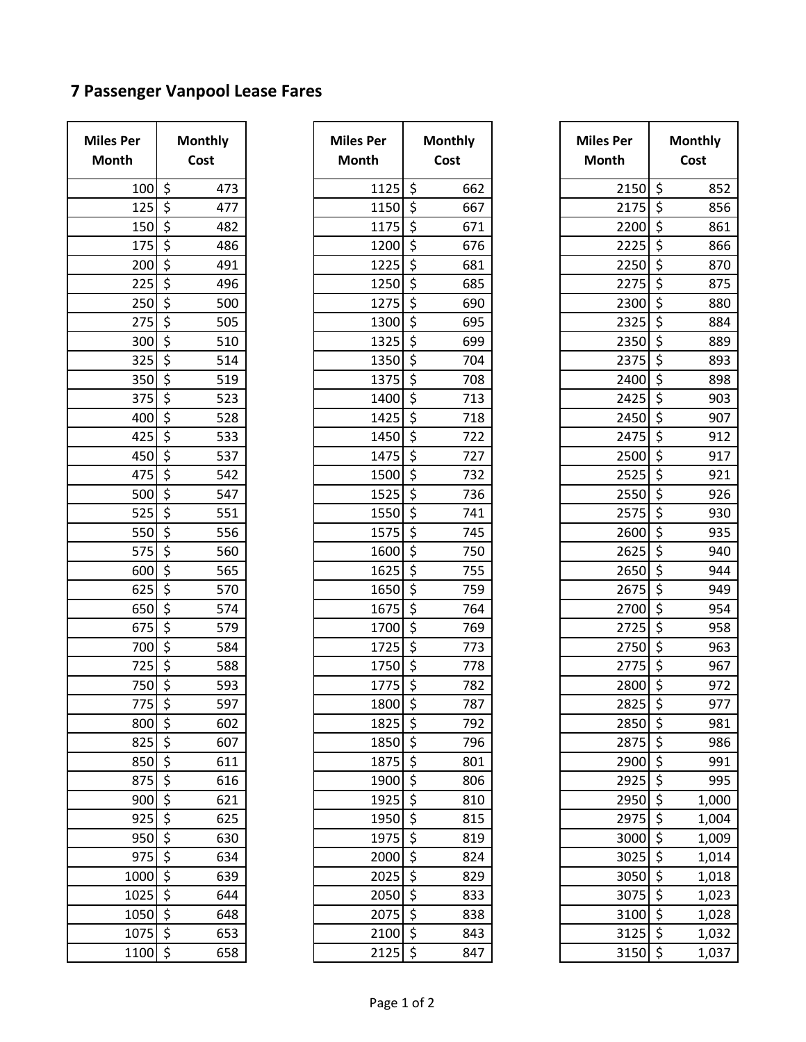# 7 Passenger Vanpool Lease Fares

| Miles Per Month | Monthly Cost |
|---|---|
| 100 | $ 473 |
| 125 | $ 477 |
| 150 | $ 482 |
| 175 | $ 486 |
| 200 | $ 491 |
| 225 | $ 496 |
| 250 | $ 500 |
| 275 | $ 505 |
| 300 | $ 510 |
| 325 | $ 514 |
| 350 | $ 519 |
| 375 | $ 523 |
| 400 | $ 528 |
| 425 | $ 533 |
| 450 | $ 537 |
| 475 | $ 542 |
| 500 | $ 547 |
| 525 | $ 551 |
| 550 | $ 556 |
| 575 | $ 560 |
| 600 | $ 565 |
| 625 | $ 570 |
| 650 | $ 574 |
| 675 | $ 579 |
| 700 | $ 584 |
| 725 | $ 588 |
| 750 | $ 593 |
| 775 | $ 597 |
| 800 | $ 602 |
| 825 | $ 607 |
| 850 | $ 611 |
| 875 | $ 616 |
| 900 | $ 621 |
| 925 | $ 625 |
| 950 | $ 630 |
| 975 | $ 634 |
| 1000 | $ 639 |
| 1025 | $ 644 |
| 1050 | $ 648 |
| 1075 | $ 653 |
| 1100 | $ 658 |

| Miles Per Month | Monthly Cost |
|---|---|
| 1125 | $ 662 |
| 1150 | $ 667 |
| 1175 | $ 671 |
| 1200 | $ 676 |
| 1225 | $ 681 |
| 1250 | $ 685 |
| 1275 | $ 690 |
| 1300 | $ 695 |
| 1325 | $ 699 |
| 1350 | $ 704 |
| 1375 | $ 708 |
| 1400 | $ 713 |
| 1425 | $ 718 |
| 1450 | $ 722 |
| 1475 | $ 727 |
| 1500 | $ 732 |
| 1525 | $ 736 |
| 1550 | $ 741 |
| 1575 | $ 745 |
| 1600 | $ 750 |
| 1625 | $ 755 |
| 1650 | $ 759 |
| 1675 | $ 764 |
| 1700 | $ 769 |
| 1725 | $ 773 |
| 1750 | $ 778 |
| 1775 | $ 782 |
| 1800 | $ 787 |
| 1825 | $ 792 |
| 1850 | $ 796 |
| 1875 | $ 801 |
| 1900 | $ 806 |
| 1925 | $ 810 |
| 1950 | $ 815 |
| 1975 | $ 819 |
| 2000 | $ 824 |
| 2025 | $ 829 |
| 2050 | $ 833 |
| 2075 | $ 838 |
| 2100 | $ 843 |
| 2125 | $ 847 |

| Miles Per Month | Monthly Cost |
|---|---|
| 2150 | $ 852 |
| 2175 | $ 856 |
| 2200 | $ 861 |
| 2225 | $ 866 |
| 2250 | $ 870 |
| 2275 | $ 875 |
| 2300 | $ 880 |
| 2325 | $ 884 |
| 2350 | $ 889 |
| 2375 | $ 893 |
| 2400 | $ 898 |
| 2425 | $ 903 |
| 2450 | $ 907 |
| 2475 | $ 912 |
| 2500 | $ 917 |
| 2525 | $ 921 |
| 2550 | $ 926 |
| 2575 | $ 930 |
| 2600 | $ 935 |
| 2625 | $ 940 |
| 2650 | $ 944 |
| 2675 | $ 949 |
| 2700 | $ 954 |
| 2725 | $ 958 |
| 2750 | $ 963 |
| 2775 | $ 967 |
| 2800 | $ 972 |
| 2825 | $ 977 |
| 2850 | $ 981 |
| 2875 | $ 986 |
| 2900 | $ 991 |
| 2925 | $ 995 |
| 2950 | $ 1,000 |
| 2975 | $ 1,004 |
| 3000 | $ 1,009 |
| 3025 | $ 1,014 |
| 3050 | $ 1,018 |
| 3075 | $ 1,023 |
| 3100 | $ 1,028 |
| 3125 | $ 1,032 |
| 3150 | $ 1,037 |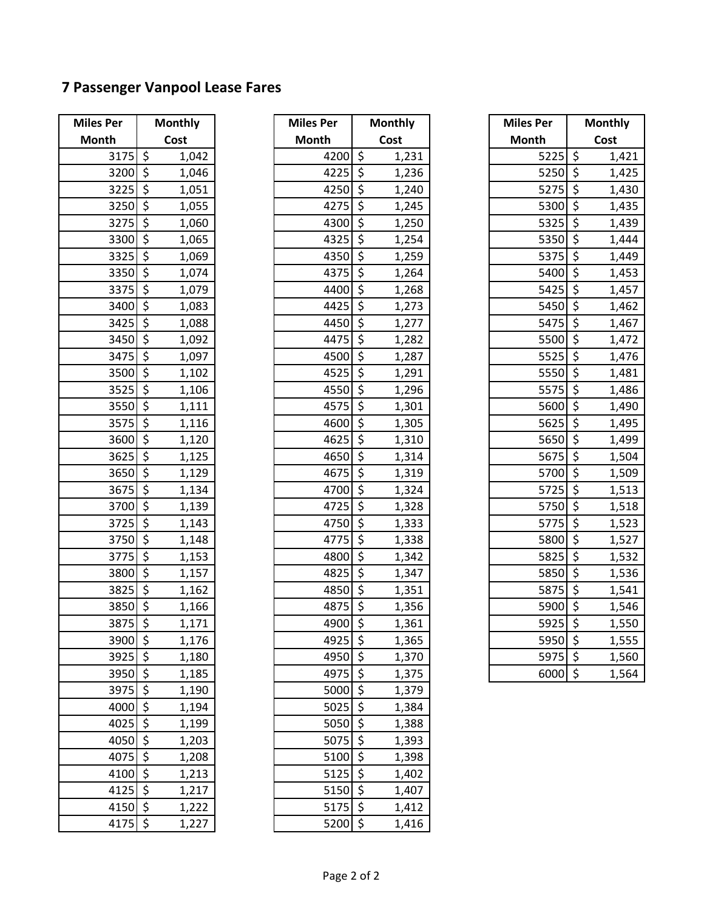## 7 Passenger Vanpool Lease Fares

| Miles Per Month | Monthly Cost |
|---|---|
| 3175 | $ 1,042 |
| 3200 | $ 1,046 |
| 3225 | $ 1,051 |
| 3250 | $ 1,055 |
| 3275 | $ 1,060 |
| 3300 | $ 1,065 |
| 3325 | $ 1,069 |
| 3350 | $ 1,074 |
| 3375 | $ 1,079 |
| 3400 | $ 1,083 |
| 3425 | $ 1,088 |
| 3450 | $ 1,092 |
| 3475 | $ 1,097 |
| 3500 | $ 1,102 |
| 3525 | $ 1,106 |
| 3550 | $ 1,111 |
| 3575 | $ 1,116 |
| 3600 | $ 1,120 |
| 3625 | $ 1,125 |
| 3650 | $ 1,129 |
| 3675 | $ 1,134 |
| 3700 | $ 1,139 |
| 3725 | $ 1,143 |
| 3750 | $ 1,148 |
| 3775 | $ 1,153 |
| 3800 | $ 1,157 |
| 3825 | $ 1,162 |
| 3850 | $ 1,166 |
| 3875 | $ 1,171 |
| 3900 | $ 1,176 |
| 3925 | $ 1,180 |
| 3950 | $ 1,185 |
| 3975 | $ 1,190 |
| 4000 | $ 1,194 |
| 4025 | $ 1,199 |
| 4050 | $ 1,203 |
| 4075 | $ 1,208 |
| 4100 | $ 1,213 |
| 4125 | $ 1,217 |
| 4150 | $ 1,222 |
| 4175 | $ 1,227 |

| Miles Per Month | Monthly Cost |
|---|---|
| 4200 | $ 1,231 |
| 4225 | $ 1,236 |
| 4250 | $ 1,240 |
| 4275 | $ 1,245 |
| 4300 | $ 1,250 |
| 4325 | $ 1,254 |
| 4350 | $ 1,259 |
| 4375 | $ 1,264 |
| 4400 | $ 1,268 |
| 4425 | $ 1,273 |
| 4450 | $ 1,277 |
| 4475 | $ 1,282 |
| 4500 | $ 1,287 |
| 4525 | $ 1,291 |
| 4550 | $ 1,296 |
| 4575 | $ 1,301 |
| 4600 | $ 1,305 |
| 4625 | $ 1,310 |
| 4650 | $ 1,314 |
| 4675 | $ 1,319 |
| 4700 | $ 1,324 |
| 4725 | $ 1,328 |
| 4750 | $ 1,333 |
| 4775 | $ 1,338 |
| 4800 | $ 1,342 |
| 4825 | $ 1,347 |
| 4850 | $ 1,351 |
| 4875 | $ 1,356 |
| 4900 | $ 1,361 |
| 4925 | $ 1,365 |
| 4950 | $ 1,370 |
| 4975 | $ 1,375 |
| 5000 | $ 1,379 |
| 5025 | $ 1,384 |
| 5050 | $ 1,388 |
| 5075 | $ 1,393 |
| 5100 | $ 1,398 |
| 5125 | $ 1,402 |
| 5150 | $ 1,407 |
| 5175 | $ 1,412 |
| 5200 | $ 1,416 |

| Miles Per Month | Monthly Cost |
|---|---|
| 5225 | $ 1,421 |
| 5250 | $ 1,425 |
| 5275 | $ 1,430 |
| 5300 | $ 1,435 |
| 5325 | $ 1,439 |
| 5350 | $ 1,444 |
| 5375 | $ 1,449 |
| 5400 | $ 1,453 |
| 5425 | $ 1,457 |
| 5450 | $ 1,462 |
| 5475 | $ 1,467 |
| 5500 | $ 1,472 |
| 5525 | $ 1,476 |
| 5550 | $ 1,481 |
| 5575 | $ 1,486 |
| 5600 | $ 1,490 |
| 5625 | $ 1,495 |
| 5650 | $ 1,499 |
| 5675 | $ 1,504 |
| 5700 | $ 1,509 |
| 5725 | $ 1,513 |
| 5750 | $ 1,518 |
| 5775 | $ 1,523 |
| 5800 | $ 1,527 |
| 5825 | $ 1,532 |
| 5850 | $ 1,536 |
| 5875 | $ 1,541 |
| 5900 | $ 1,546 |
| 5925 | $ 1,550 |
| 5950 | $ 1,555 |
| 5975 | $ 1,560 |
| 6000 | $ 1,564 |